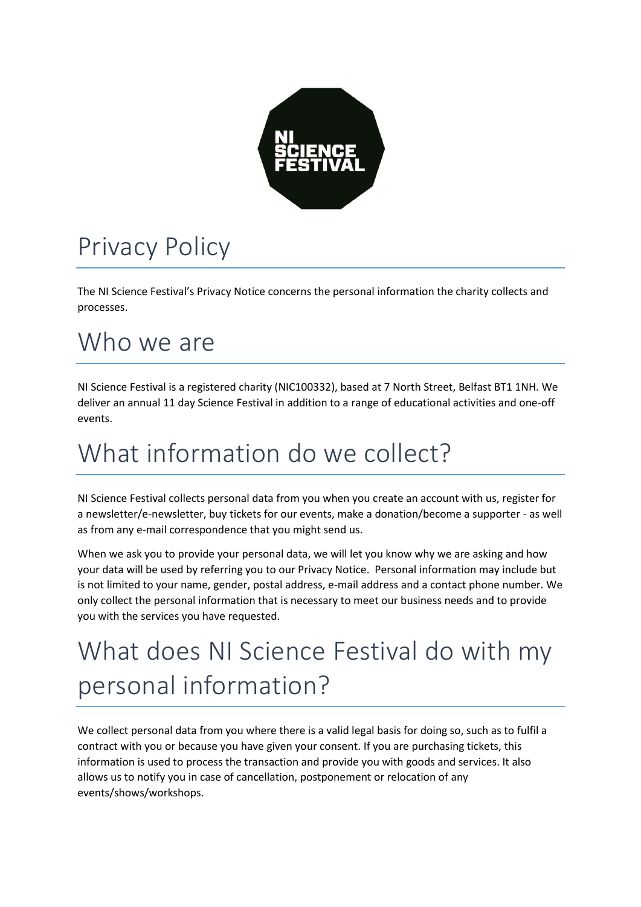# Privacy Policy

The NI Science Festival's Privacy Notice concerns the personal information the charity collects and processes.

## Who we are

NI Science Festival is a registered charity (NIC100332), based at 7 North Street, Belfast BT1 1NH. We deliver an annual 11 day Science Festival in addition to a range of educational activities and one-off events.

## What information do we collect?

NI Science Festival collects personal data from you when you create an account with us, register for a newsletter/e-newsletter, buy tickets for our events, make a donation/become a supporter - as well as from any e-mail correspondence that you might send us.

When we ask you to provide your personal data, we will let you know why we are asking and how your data will be used by referring you to our Privacy Notice. Personal information may include but is not limited to your name, gender, postal address, e-mail address and a contact phone number. We only collect the personal information that is necessary to meet our business needs and to provide you with the services you have requested.

## What does NI Science Festival do with my personal information?

We collect personal data from you where there is a valid legal basis for doing so, such as to fulfil a contract with you or because you have given your consent. If you are purchasing tickets, this information is used to process the transaction and provide you with goods and services. It also allows us to notify you in case of cancellation, postponement or relocation of any events/shows/workshops.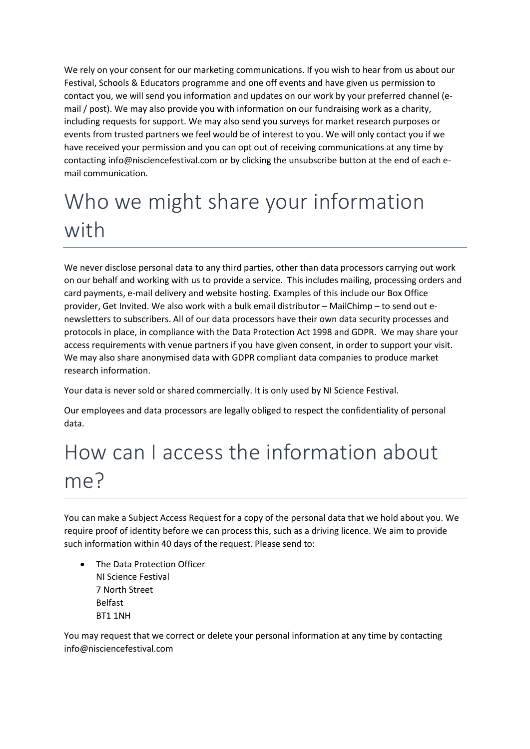We rely on your consent for our marketing communications. If you wish to hear from us about our Festival, Schools & Educators programme and one off events and have given us permission to contact you, we will send you information and updates on our work by your preferred channel (e-mail / post). We may also provide you with information on our fundraising work as a charity, including requests for support. We may also send you surveys for market research purposes or events from trusted partners we feel would be of interest to you. We will only contact you if we have received your permission and you can opt out of receiving communications at any time by contacting info@nisciencefestival.com or by clicking the unsubscribe button at the end of each e-mail communication.

# Who we might share your information with

We never disclose personal data to any third parties, other than data processors carrying out work on our behalf and working with us to provide a service. This includes mailing, processing orders and card payments, e-mail delivery and website hosting. Examples of this include our Box Office provider, Get Invited. We also work with a bulk email distributor – MailChimp – to send out e-newsletters to subscribers. All of our data processors have their own data security processes and protocols in place, in compliance with the Data Protection Act 1998 and GDPR. We may share your access requirements with venue partners if you have given consent, in order to support your visit. We may also share anonymised data with GDPR compliant data companies to produce market research information.

Your data is never sold or shared commercially. It is only used by NI Science Festival.

Our employees and data processors are legally obliged to respect the confidentiality of personal data.

# How can I access the information about me?

You can make a Subject Access Request for a copy of the personal data that we hold about you. We require proof of identity before we can process this, such as a driving licence. We aim to provide such information within 40 days of the request. Please send to:

- The Data Protection Officer
  NI Science Festival
  7 North Street
  Belfast
  BT1 1NH

You may request that we correct or delete your personal information at any time by contacting info@nisciencefestival.com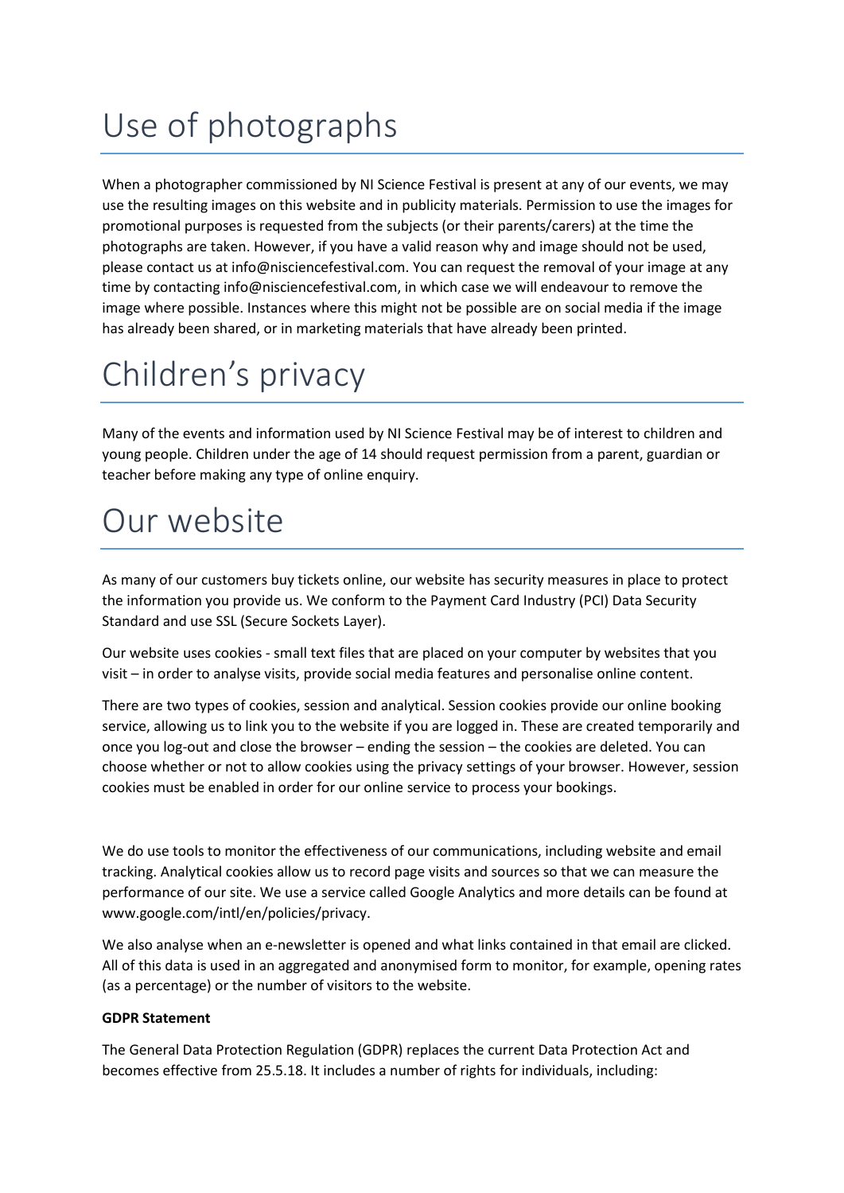# Use of photographs

When a photographer commissioned by NI Science Festival is present at any of our events, we may use the resulting images on this website and in publicity materials. Permission to use the images for promotional purposes is requested from the subjects (or their parents/carers) at the time the photographs are taken. However, if you have a valid reason why and image should not be used, please contact us at info@nisciencefestival.com. You can request the removal of your image at any time by contacting info@nisciencefestival.com, in which case we will endeavour to remove the image where possible. Instances where this might not be possible are on social media if the image has already been shared, or in marketing materials that have already been printed.

# Children's privacy

Many of the events and information used by NI Science Festival may be of interest to children and young people. Children under the age of 14 should request permission from a parent, guardian or teacher before making any type of online enquiry.

# Our website

As many of our customers buy tickets online, our website has security measures in place to protect the information you provide us. We conform to the Payment Card Industry (PCI) Data Security Standard and use SSL (Secure Sockets Layer).

Our website uses cookies - small text files that are placed on your computer by websites that you visit – in order to analyse visits, provide social media features and personalise online content.

There are two types of cookies, session and analytical. Session cookies provide our online booking service, allowing us to link you to the website if you are logged in. These are created temporarily and once you log-out and close the browser – ending the session – the cookies are deleted. You can choose whether or not to allow cookies using the privacy settings of your browser. However, session cookies must be enabled in order for our online service to process your bookings.

We do use tools to monitor the effectiveness of our communications, including website and email tracking. Analytical cookies allow us to record page visits and sources so that we can measure the performance of our site. We use a service called Google Analytics and more details can be found at www.google.com/intl/en/policies/privacy.

We also analyse when an e-newsletter is opened and what links contained in that email are clicked. All of this data is used in an aggregated and anonymised form to monitor, for example, opening rates (as a percentage) or the number of visitors to the website.

**GDPR Statement**

The General Data Protection Regulation (GDPR) replaces the current Data Protection Act and becomes effective from 25.5.18. It includes a number of rights for individuals, including: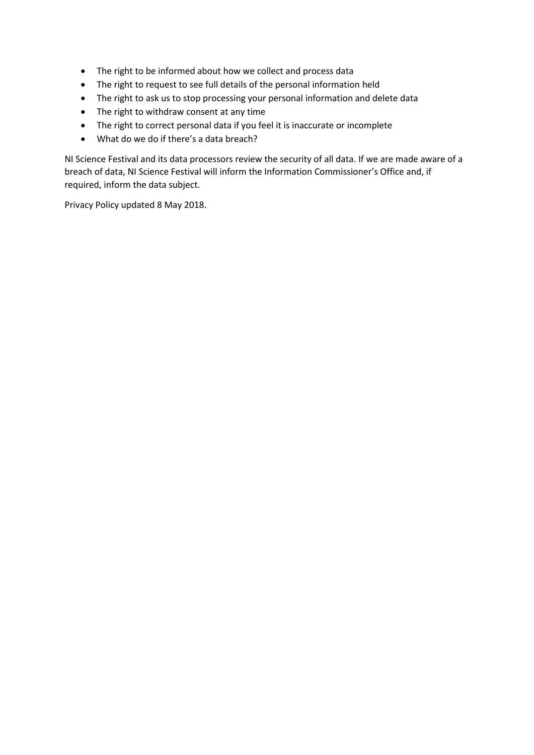- The right to be informed about how we collect and process data
- The right to request to see full details of the personal information held
- The right to ask us to stop processing your personal information and delete data
- The right to withdraw consent at any time
- The right to correct personal data if you feel it is inaccurate or incomplete
- What do we do if there's a data breach?

NI Science Festival and its data processors review the security of all data. If we are made aware of a breach of data, NI Science Festival will inform the Information Commissioner's Office and, if required, inform the data subject.

Privacy Policy updated 8 May 2018.